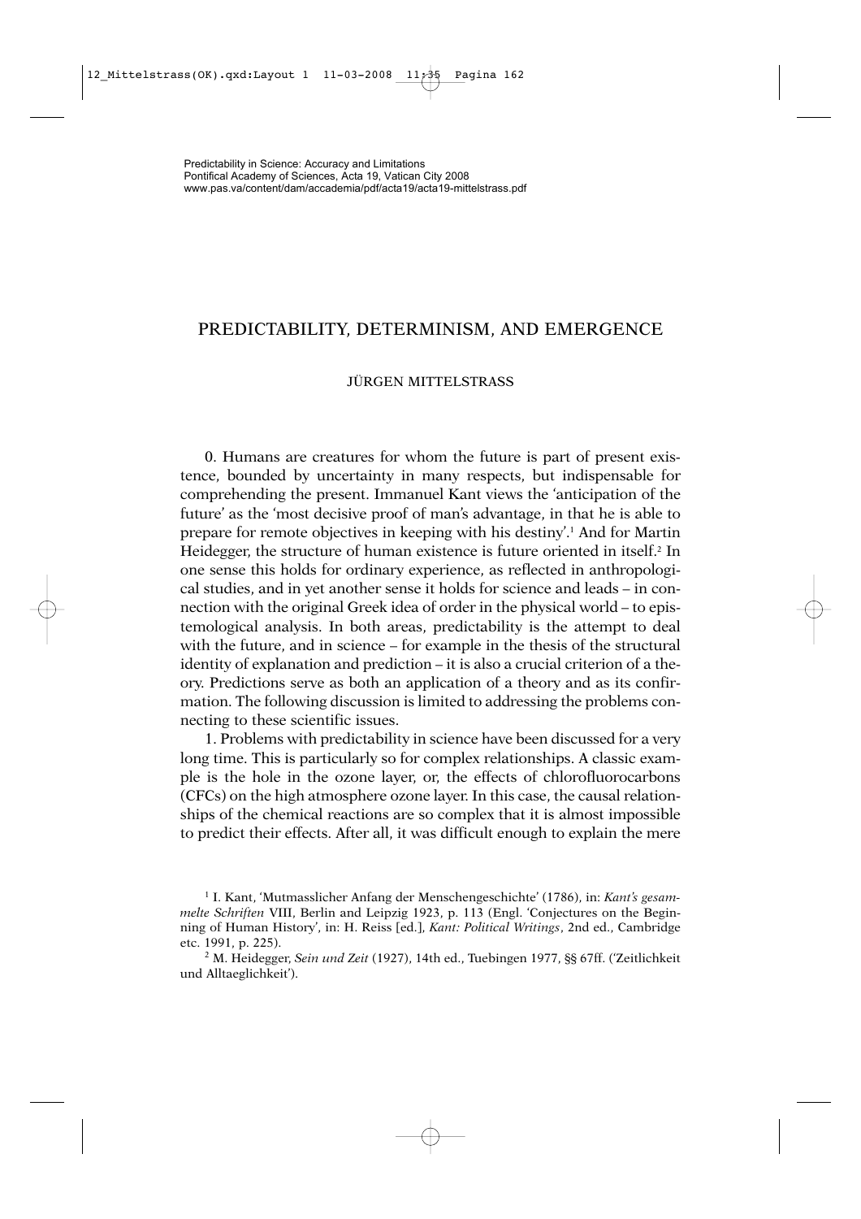Predictability in Science: Accuracy and Limitations
Pontifical Academy of Sciences, Acta 19, Vatican City 2008
www.pas.va/content/dam/accademia/pdf/acta19/acta19-mittelstrass.pdf

# PREDICTABILITY, DETERMINISM, AND EMERGENCE

JÜRGEN MITTELSTRASS

0. Humans are creatures for whom the future is part of present existence, bounded by uncertainty in many respects, but indispensable for comprehending the present. Immanuel Kant views the 'anticipation of the future' as the 'most decisive proof of man's advantage, in that he is able to prepare for remote objectives in keeping with his destiny'.[1] And for Martin Heidegger, the structure of human existence is future oriented in itself.[2] In one sense this holds for ordinary experience, as reflected in anthropological studies, and in yet another sense it holds for science and leads – in connection with the original Greek idea of order in the physical world – to epistemological analysis. In both areas, predictability is the attempt to deal with the future, and in science – for example in the thesis of the structural identity of explanation and prediction – it is also a crucial criterion of a theory. Predictions serve as both an application of a theory and as its confirmation. The following discussion is limited to addressing the problems connecting to these scientific issues.

1. Problems with predictability in science have been discussed for a very long time. This is particularly so for complex relationships. A classic example is the hole in the ozone layer, or, the effects of chlorofluorocarbons (CFCs) on the high atmosphere ozone layer. In this case, the causal relationships of the chemical reactions are so complex that it is almost impossible to predict their effects. After all, it was difficult enough to explain the mere

[1] I. Kant, 'Mutmasslicher Anfang der Menschengeschichte' (1786), in: *Kant's gesammelte Schriften* VIII, Berlin and Leipzig 1923, p. 113 (Engl. 'Conjectures on the Beginning of Human History', in: H. Reiss [ed.], *Kant: Political Writings*, 2nd ed., Cambridge etc. 1991, p. 225).

[2] M. Heidegger, *Sein und Zeit* (1927), 14th ed., Tuebingen 1977, §§ 67ff. ('Zeitlichkeit und Alltaeglichkeit').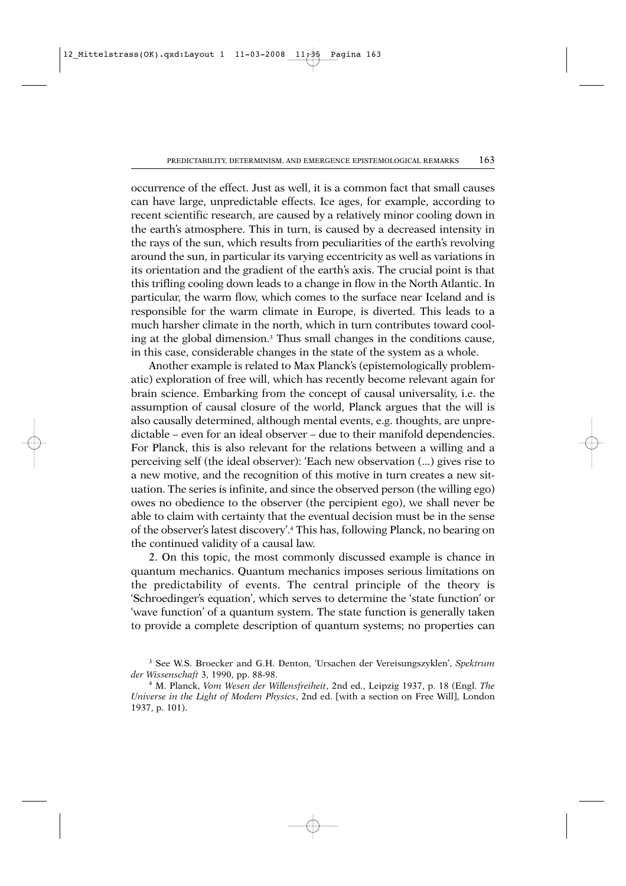occurrence of the effect. Just as well, it is a common fact that small causes can have large, unpredictable effects. Ice ages, for example, according to recent scientific research, are caused by a relatively minor cooling down in the earth's atmosphere. This in turn, is caused by a decreased intensity in the rays of the sun, which results from peculiarities of the earth's revolving around the sun, in particular its varying eccentricity as well as variations in its orientation and the gradient of the earth's axis. The crucial point is that this trifling cooling down leads to a change in flow in the North Atlantic. In particular, the warm flow, which comes to the surface near Iceland and is responsible for the warm climate in Europe, is diverted. This leads to a much harsher climate in the north, which in turn contributes toward cooling at the global dimension.[3] Thus small changes in the conditions cause, in this case, considerable changes in the state of the system as a whole.

Another example is related to Max Planck's (epistemologically problematic) exploration of free will, which has recently become relevant again for brain science. Embarking from the concept of causal universality, i.e. the assumption of causal closure of the world, Planck argues that the will is also causally determined, although mental events, e.g. thoughts, are unpredictable – even for an ideal observer – due to their manifold dependencies. For Planck, this is also relevant for the relations between a willing and a perceiving self (the ideal observer): 'Each new observation (...) gives rise to a new motive, and the recognition of this motive in turn creates a new situation. The series is infinite, and since the observed person (the willing ego) owes no obedience to the observer (the percipient ego), we shall never be able to claim with certainty that the eventual decision must be in the sense of the observer's latest discovery'.[4] This has, following Planck, no bearing on the continued validity of a causal law.

2. On this topic, the most commonly discussed example is chance in quantum mechanics. Quantum mechanics imposes serious limitations on the predictability of events. The central principle of the theory is 'Schroedinger's equation', which serves to determine the 'state function' or 'wave function' of a quantum system. The state function is generally taken to provide a complete description of quantum systems; no properties can

---

[3] See W.S. Broecker and G.H. Denton, 'Ursachen der Vereisungszyklen', *Spektrum der Wissenschaft* 3, 1990, pp. 88-98.

[4] M. Planck, *Vom Wesen der Willensfreiheit*, 2nd ed., Leipzig 1937, p. 18 (Engl. *The Universe in the Light of Modern Physics*, 2nd ed. [with a section on Free Will], London 1937, p. 101).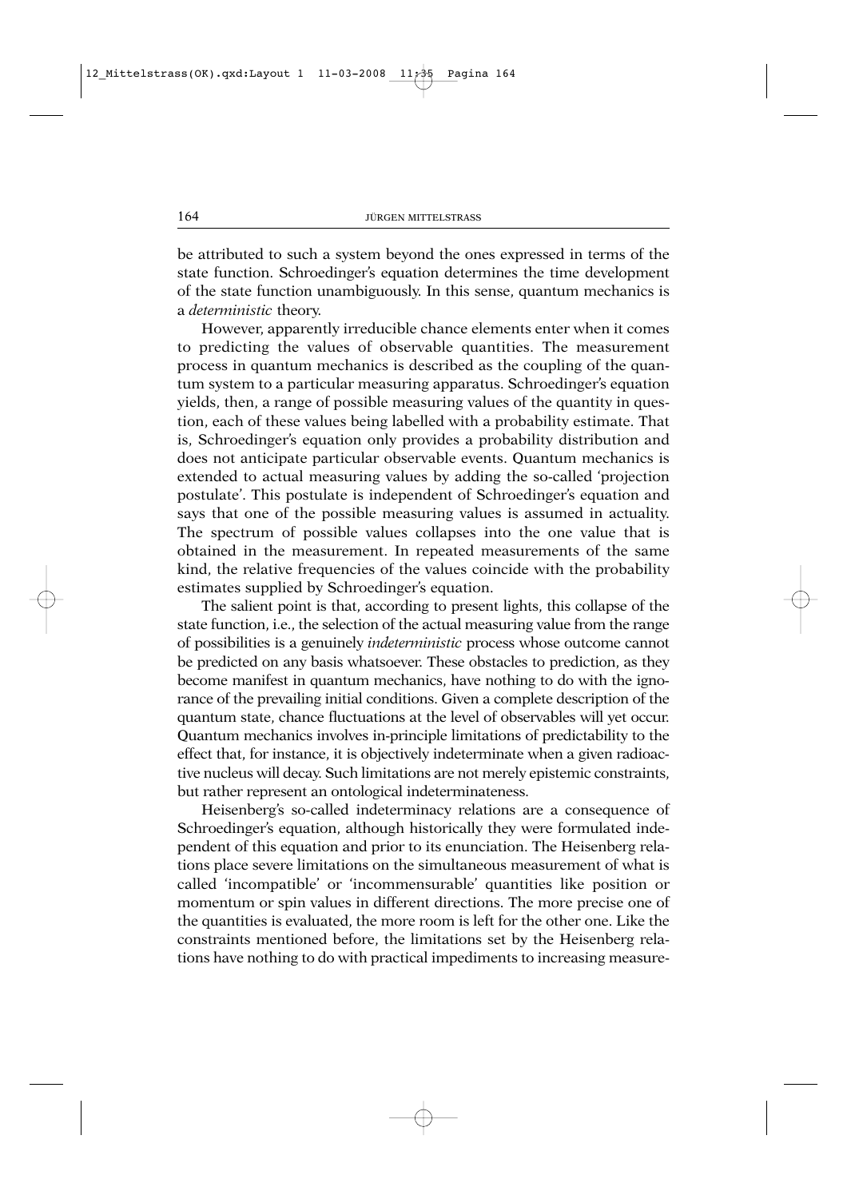be attributed to such a system beyond the ones expressed in terms of the state function. Schroedinger's equation determines the time development of the state function unambiguously. In this sense, quantum mechanics is a *deterministic* theory.

However, apparently irreducible chance elements enter when it comes to predicting the values of observable quantities. The measurement process in quantum mechanics is described as the coupling of the quantum system to a particular measuring apparatus. Schroedinger's equation yields, then, a range of possible measuring values of the quantity in question, each of these values being labelled with a probability estimate. That is, Schroedinger's equation only provides a probability distribution and does not anticipate particular observable events. Quantum mechanics is extended to actual measuring values by adding the so-called 'projection postulate'. This postulate is independent of Schroedinger's equation and says that one of the possible measuring values is assumed in actuality. The spectrum of possible values collapses into the one value that is obtained in the measurement. In repeated measurements of the same kind, the relative frequencies of the values coincide with the probability estimates supplied by Schroedinger's equation.

The salient point is that, according to present lights, this collapse of the state function, i.e., the selection of the actual measuring value from the range of possibilities is a genuinely *indeterministic* process whose outcome cannot be predicted on any basis whatsoever. These obstacles to prediction, as they become manifest in quantum mechanics, have nothing to do with the ignorance of the prevailing initial conditions. Given a complete description of the quantum state, chance fluctuations at the level of observables will yet occur. Quantum mechanics involves in-principle limitations of predictability to the effect that, for instance, it is objectively indeterminate when a given radioactive nucleus will decay. Such limitations are not merely epistemic constraints, but rather represent an ontological indeterminateness.

Heisenberg's so-called indeterminacy relations are a consequence of Schroedinger's equation, although historically they were formulated independent of this equation and prior to its enunciation. The Heisenberg relations place severe limitations on the simultaneous measurement of what is called 'incompatible' or 'incommensurable' quantities like position or momentum or spin values in different directions. The more precise one of the quantities is evaluated, the more room is left for the other one. Like the constraints mentioned before, the limitations set by the Heisenberg relations have nothing to do with practical impediments to increasing measure-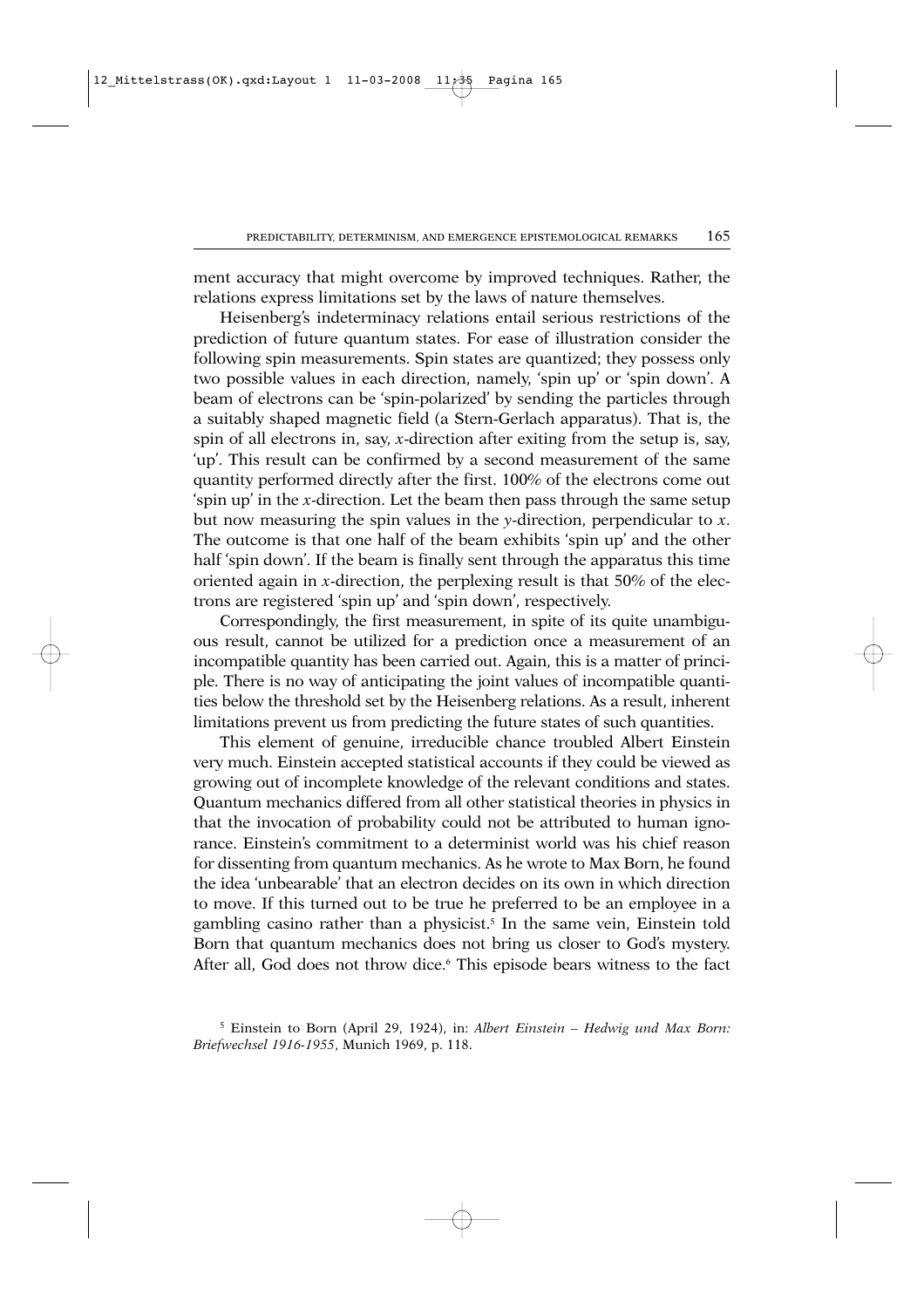ment accuracy that might overcome by improved techniques. Rather, the relations express limitations set by the laws of nature themselves.

Heisenberg's indeterminacy relations entail serious restrictions of the prediction of future quantum states. For ease of illustration consider the following spin measurements. Spin states are quantized; they possess only two possible values in each direction, namely, 'spin up' or 'spin down'. A beam of electrons can be 'spin-polarized' by sending the particles through a suitably shaped magnetic field (a Stern-Gerlach apparatus). That is, the spin of all electrons in, say, $x$-direction after exiting from the setup is, say, 'up'. This result can be confirmed by a second measurement of the same quantity performed directly after the first. 100% of the electrons come out 'spin up' in the $x$-direction. Let the beam then pass through the same setup but now measuring the spin values in the $y$-direction, perpendicular to $x$. The outcome is that one half of the beam exhibits 'spin up' and the other half 'spin down'. If the beam is finally sent through the apparatus this time oriented again in $x$-direction, the perplexing result is that 50% of the electrons are registered 'spin up' and 'spin down', respectively.

Correspondingly, the first measurement, in spite of its quite unambiguous result, cannot be utilized for a prediction once a measurement of an incompatible quantity has been carried out. Again, this is a matter of principle. There is no way of anticipating the joint values of incompatible quantities below the threshold set by the Heisenberg relations. As a result, inherent limitations prevent us from predicting the future states of such quantities.

This element of genuine, irreducible chance troubled Albert Einstein very much. Einstein accepted statistical accounts if they could be viewed as growing out of incomplete knowledge of the relevant conditions and states. Quantum mechanics differed from all other statistical theories in physics in that the invocation of probability could not be attributed to human ignorance. Einstein's commitment to a determinist world was his chief reason for dissenting from quantum mechanics. As he wrote to Max Born, he found the idea 'unbearable' that an electron decides on its own in which direction to move. If this turned out to be true he preferred to be an employee in a gambling casino rather than a physicist.[5] In the same vein, Einstein told Born that quantum mechanics does not bring us closer to God's mystery. After all, God does not throw dice.[6] This episode bears witness to the fact

[5] Einstein to Born (April 29, 1924), in: *Albert Einstein – Hedwig und Max Born: Briefwechsel 1916-1955*, Munich 1969, p. 118.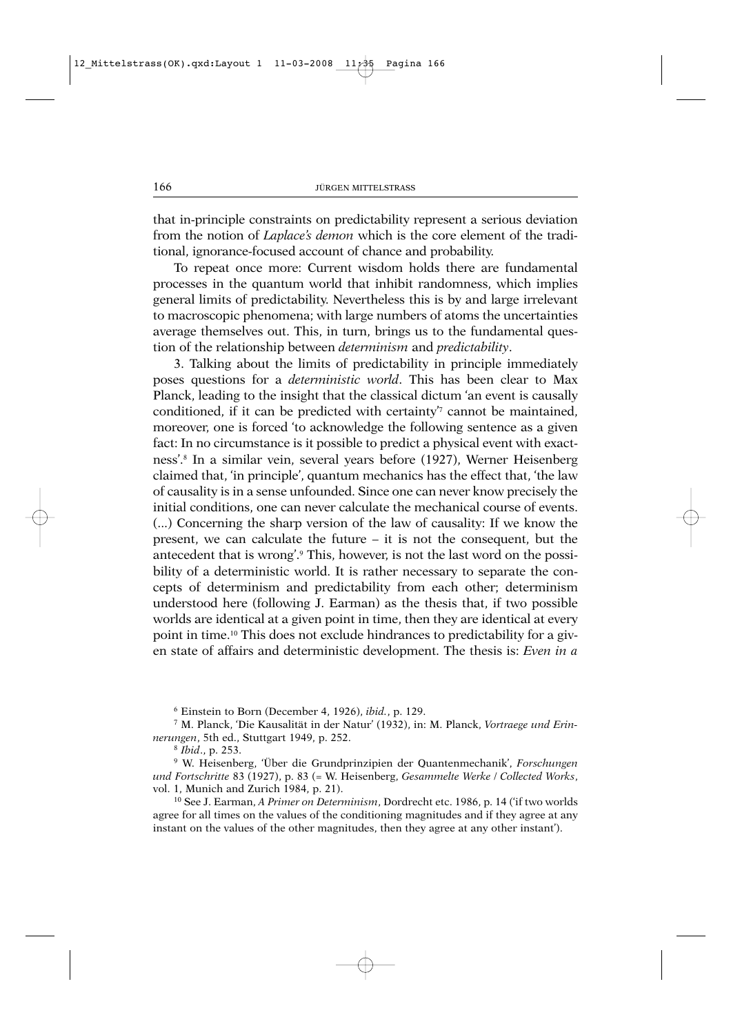that in-principle constraints on predictability represent a serious deviation from the notion of *Laplace's demon* which is the core element of the traditional, ignorance-focused account of chance and probability.

To repeat once more: Current wisdom holds there are fundamental processes in the quantum world that inhibit randomness, which implies general limits of predictability. Nevertheless this is by and large irrelevant to macroscopic phenomena; with large numbers of atoms the uncertainties average themselves out. This, in turn, brings us to the fundamental question of the relationship between *determinism* and *predictability*.

3. Talking about the limits of predictability in principle immediately poses questions for a *deterministic world*. This has been clear to Max Planck, leading to the insight that the classical dictum 'an event is causally conditioned, if it can be predicted with certainty'[7] cannot be maintained, moreover, one is forced 'to acknowledge the following sentence as a given fact: In no circumstance is it possible to predict a physical event with exactness'.[8] In a similar vein, several years before (1927), Werner Heisenberg claimed that, 'in principle', quantum mechanics has the effect that, 'the law of causality is in a sense unfounded. Since one can never know precisely the initial conditions, one can never calculate the mechanical course of events. (...) Concerning the sharp version of the law of causality: If we know the present, we can calculate the future – it is not the consequent, but the antecedent that is wrong'.[9] This, however, is not the last word on the possibility of a deterministic world. It is rather necessary to separate the concepts of determinism and predictability from each other; determinism understood here (following J. Earman) as the thesis that, if two possible worlds are identical at a given point in time, then they are identical at every point in time.[10] This does not exclude hindrances to predictability for a given state of affairs and deterministic development. The thesis is: *Even in a*

---

[6] Einstein to Born (December 4, 1926), *ibid.*, p. 129.

[7] M. Planck, 'Die Kausalität in der Natur' (1932), in: M. Planck, *Vortraege und Erinnerungen*, 5th ed., Stuttgart 1949, p. 252.

[8] *Ibid*., p. 253.

[9] W. Heisenberg, 'Über die Grundprinzipien der Quantenmechanik', *Forschungen und Fortschritte* 83 (1927), p. 83 (= W. Heisenberg, *Gesammelte Werke / Collected Works*, vol. 1, Munich and Zurich 1984, p. 21).

[10] See J. Earman, *A Primer on Determinism*, Dordrecht etc. 1986, p. 14 ('if two worlds agree for all times on the values of the conditioning magnitudes and if they agree at any instant on the values of the other magnitudes, then they agree at any other instant').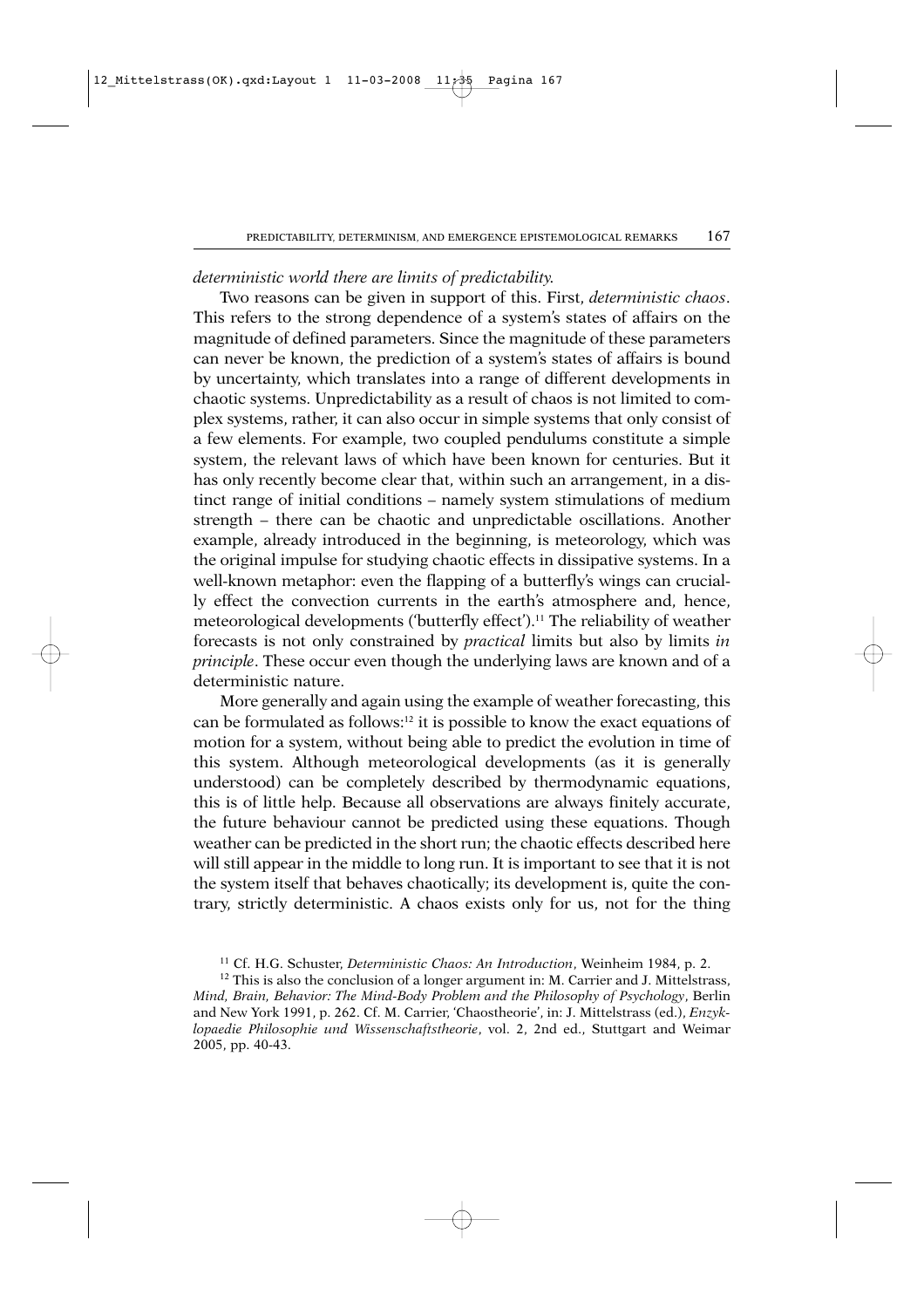*deterministic world there are limits of predictability.*

Two reasons can be given in support of this. First, *deterministic chaos*. This refers to the strong dependence of a system's states of affairs on the magnitude of defined parameters. Since the magnitude of these parameters can never be known, the prediction of a system's states of affairs is bound by uncertainty, which translates into a range of different developments in chaotic systems. Unpredictability as a result of chaos is not limited to complex systems, rather, it can also occur in simple systems that only consist of a few elements. For example, two coupled pendulums constitute a simple system, the relevant laws of which have been known for centuries. But it has only recently become clear that, within such an arrangement, in a distinct range of initial conditions – namely system stimulations of medium strength – there can be chaotic and unpredictable oscillations. Another example, already introduced in the beginning, is meteorology, which was the original impulse for studying chaotic effects in dissipative systems. In a well-known metaphor: even the flapping of a butterfly's wings can crucially effect the convection currents in the earth's atmosphere and, hence, meteorological developments ('butterfly effect').[11] The reliability of weather forecasts is not only constrained by *practical* limits but also by limits *in principle*. These occur even though the underlying laws are known and of a deterministic nature.

More generally and again using the example of weather forecasting, this can be formulated as follows:[12] it is possible to know the exact equations of motion for a system, without being able to predict the evolution in time of this system. Although meteorological developments (as it is generally understood) can be completely described by thermodynamic equations, this is of little help. Because all observations are always finitely accurate, the future behaviour cannot be predicted using these equations. Though weather can be predicted in the short run; the chaotic effects described here will still appear in the middle to long run. It is important to see that it is not the system itself that behaves chaotically; its development is, quite the contrary, strictly deterministic. A chaos exists only for us, not for the thing

[11] Cf. H.G. Schuster, *Deterministic Chaos: An Introduction*, Weinheim 1984, p. 2.

[12] This is also the conclusion of a longer argument in: M. Carrier and J. Mittelstrass, *Mind, Brain, Behavior: The Mind-Body Problem and the Philosophy of Psychology*, Berlin and New York 1991, p. 262. Cf. M. Carrier, 'Chaostheorie', in: J. Mittelstrass (ed.), *Enzyklopaedie Philosophie und Wissenschaftstheorie*, vol. 2, 2nd ed., Stuttgart and Weimar 2005, pp. 40-43.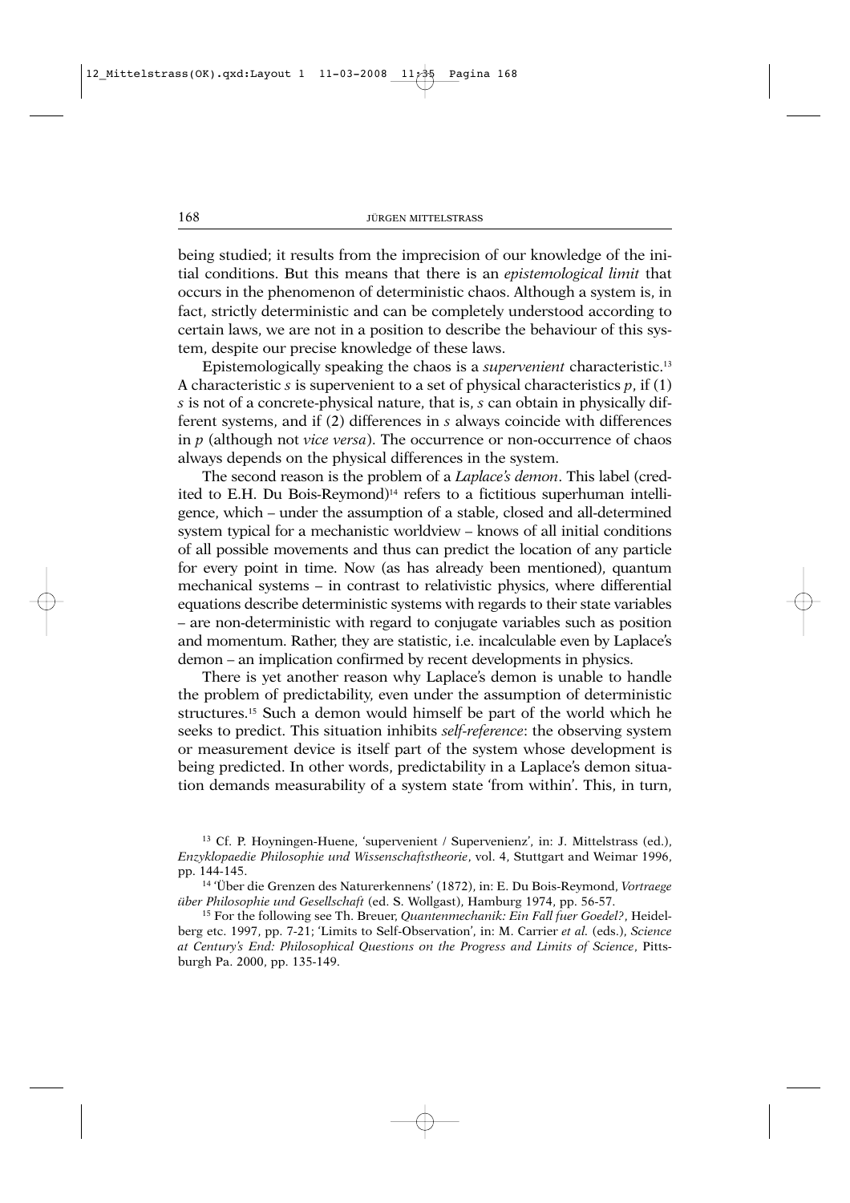being studied; it results from the imprecision of our knowledge of the initial conditions. But this means that there is an *epistemological limit* that occurs in the phenomenon of deterministic chaos. Although a system is, in fact, strictly deterministic and can be completely understood according to certain laws, we are not in a position to describe the behaviour of this system, despite our precise knowledge of these laws.

Epistemologically speaking the chaos is a *supervenient* characteristic.[13] A characteristic $s$ is supervenient to a set of physical characteristics $p$, if (1) $s$ is not of a concrete-physical nature, that is, $s$ can obtain in physically different systems, and if (2) differences in $s$ always coincide with differences in $p$ (although not *vice versa*). The occurrence or non-occurrence of chaos always depends on the physical differences in the system.

The second reason is the problem of a *Laplace's demon*. This label (credited to E.H. Du Bois-Reymond)[14] refers to a fictitious superhuman intelligence, which – under the assumption of a stable, closed and all-determined system typical for a mechanistic worldview – knows of all initial conditions of all possible movements and thus can predict the location of any particle for every point in time. Now (as has already been mentioned), quantum mechanical systems – in contrast to relativistic physics, where differential equations describe deterministic systems with regards to their state variables – are non-deterministic with regard to conjugate variables such as position and momentum. Rather, they are statistic, i.e. incalculable even by Laplace's demon – an implication confirmed by recent developments in physics.

There is yet another reason why Laplace's demon is unable to handle the problem of predictability, even under the assumption of deterministic structures.[15] Such a demon would himself be part of the world which he seeks to predict. This situation inhibits *self-reference*: the observing system or measurement device is itself part of the system whose development is being predicted. In other words, predictability in a Laplace's demon situation demands measurability of a system state 'from within'. This, in turn,

[13] Cf. P. Hoyningen-Huene, 'supervenient / Supervenienz', in: J. Mittelstrass (ed.), *Enzyklopaedie Philosophie und Wissenschaftstheorie*, vol. 4, Stuttgart and Weimar 1996, pp. 144-145.

[14] 'Über die Grenzen des Naturerkennens' (1872), in: E. Du Bois-Reymond, *Vortraege über Philosophie und Gesellschaft* (ed. S. Wollgast), Hamburg 1974, pp. 56-57.

[15] For the following see Th. Breuer, *Quantenmechanik: Ein Fall fuer Goedel?*, Heidelberg etc. 1997, pp. 7-21; 'Limits to Self-Observation', in: M. Carrier *et al.* (eds.), *Science at Century's End: Philosophical Questions on the Progress and Limits of Science*, Pittsburgh Pa. 2000, pp. 135-149.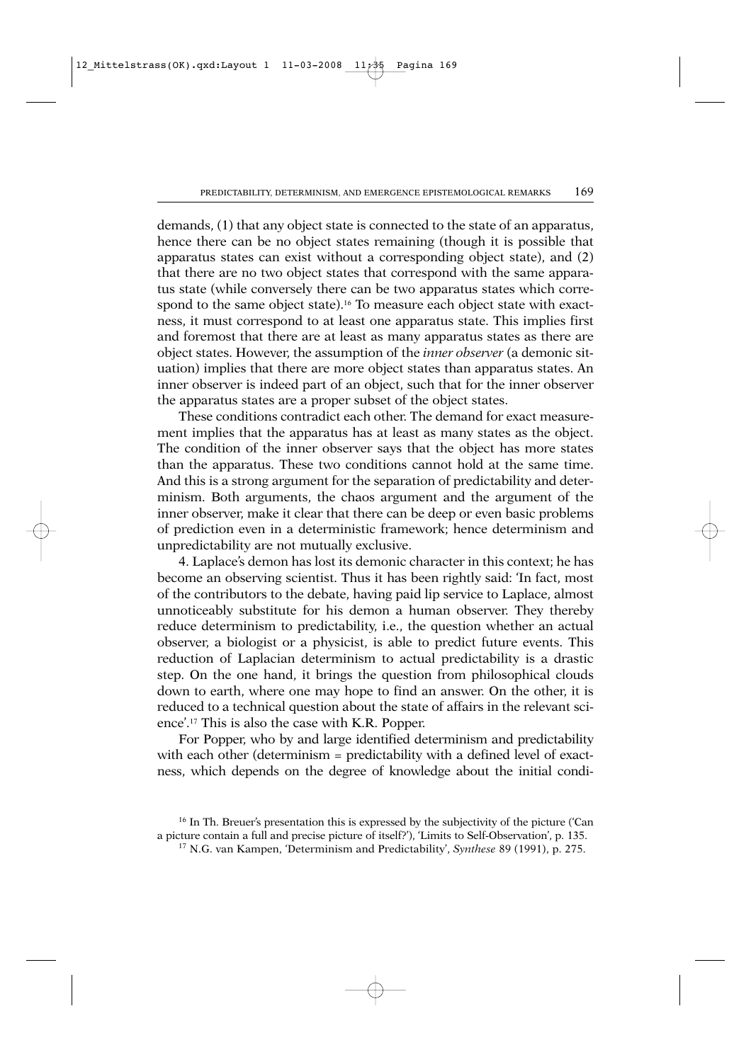demands, (1) that any object state is connected to the state of an apparatus, hence there can be no object states remaining (though it is possible that apparatus states can exist without a corresponding object state), and (2) that there are no two object states that correspond with the same apparatus state (while conversely there can be two apparatus states which correspond to the same object state).[16] To measure each object state with exactness, it must correspond to at least one apparatus state. This implies first and foremost that there are at least as many apparatus states as there are object states. However, the assumption of the *inner observer* (a demonic situation) implies that there are more object states than apparatus states. An inner observer is indeed part of an object, such that for the inner observer the apparatus states are a proper subset of the object states.

These conditions contradict each other. The demand for exact measurement implies that the apparatus has at least as many states as the object. The condition of the inner observer says that the object has more states than the apparatus. These two conditions cannot hold at the same time. And this is a strong argument for the separation of predictability and determinism. Both arguments, the chaos argument and the argument of the inner observer, make it clear that there can be deep or even basic problems of prediction even in a deterministic framework; hence determinism and unpredictability are not mutually exclusive.

4. Laplace's demon has lost its demonic character in this context; he has become an observing scientist. Thus it has been rightly said: 'In fact, most of the contributors to the debate, having paid lip service to Laplace, almost unnoticeably substitute for his demon a human observer. They thereby reduce determinism to predictability, i.e., the question whether an actual observer, a biologist or a physicist, is able to predict future events. This reduction of Laplacian determinism to actual predictability is a drastic step. On the one hand, it brings the question from philosophical clouds down to earth, where one may hope to find an answer. On the other, it is reduced to a technical question about the state of affairs in the relevant science'.[17] This is also the case with K.R. Popper.

For Popper, who by and large identified determinism and predictability with each other (determinism = predictability with a defined level of exactness, which depends on the degree of knowledge about the initial condi-

[16] In Th. Breuer's presentation this is expressed by the subjectivity of the picture ('Can a picture contain a full and precise picture of itself?'), 'Limits to Self-Observation', p. 135.

[17] N.G. van Kampen, 'Determinism and Predictability', *Synthese* 89 (1991), p. 275.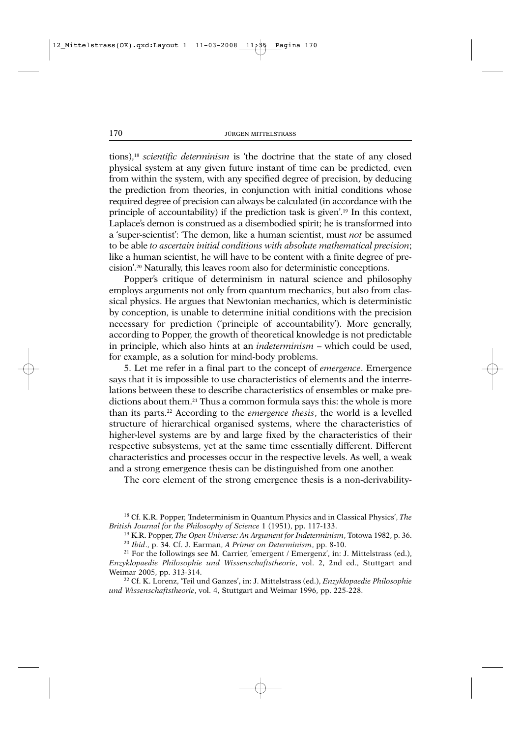tions),[18] *scientific determinism* is 'the doctrine that the state of any closed physical system at any given future instant of time can be predicted, even from within the system, with any specified degree of precision, by deducing the prediction from theories, in conjunction with initial conditions whose required degree of precision can always be calculated (in accordance with the principle of accountability) if the prediction task is given'.[19] In this context, Laplace's demon is construed as a disembodied spirit; he is transformed into a 'super-scientist': 'The demon, like a human scientist, must *not* be assumed to be able *to ascertain initial conditions with absolute mathematical precision*; like a human scientist, he will have to be content with a finite degree of precision'.[20] Naturally, this leaves room also for deterministic conceptions.

Popper's critique of determinism in natural science and philosophy employs arguments not only from quantum mechanics, but also from classical physics. He argues that Newtonian mechanics, which is deterministic by conception, is unable to determine initial conditions with the precision necessary for prediction ('principle of accountability'). More generally, according to Popper, the growth of theoretical knowledge is not predictable in principle, which also hints at an *indeterminism* – which could be used, for example, as a solution for mind-body problems.

5. Let me refer in a final part to the concept of *emergence*. Emergence says that it is impossible to use characteristics of elements and the interrelations between these to describe characteristics of ensembles or make predictions about them.[21] Thus a common formula says this: the whole is more than its parts.[22] According to the *emergence thesis*, the world is a levelled structure of hierarchical organised systems, where the characteristics of higher-level systems are by and large fixed by the characteristics of their respective subsystems, yet at the same time essentially different. Different characteristics and processes occur in the respective levels. As well, a weak and a strong emergence thesis can be distinguished from one another.

The core element of the strong emergence thesis is a non-derivability-

[18] Cf. K.R. Popper, 'Indeterminism in Quantum Physics and in Classical Physics', *The British Journal for the Philosophy of Science* 1 (1951), pp. 117-133.

[19] K.R. Popper, *The Open Universe: An Argument for Indeterminism*, Totowa 1982, p. 36.

[20] *Ibid*., p. 34. Cf. J. Earman, *A Primer on Determinism*, pp. 8-10.

[21] For the followings see M. Carrier, 'emergent / Emergenz', in: J. Mittelstrass (ed.), *Enzyklopaedie Philosophie und Wissenschaftstheorie*, vol. 2, 2nd ed., Stuttgart and Weimar 2005, pp. 313-314.

[22] Cf. K. Lorenz, 'Teil und Ganzes', in: J. Mittelstrass (ed.), *Enzyklopaedie Philosophie und Wissenschaftstheorie*, vol. 4, Stuttgart and Weimar 1996, pp. 225-228.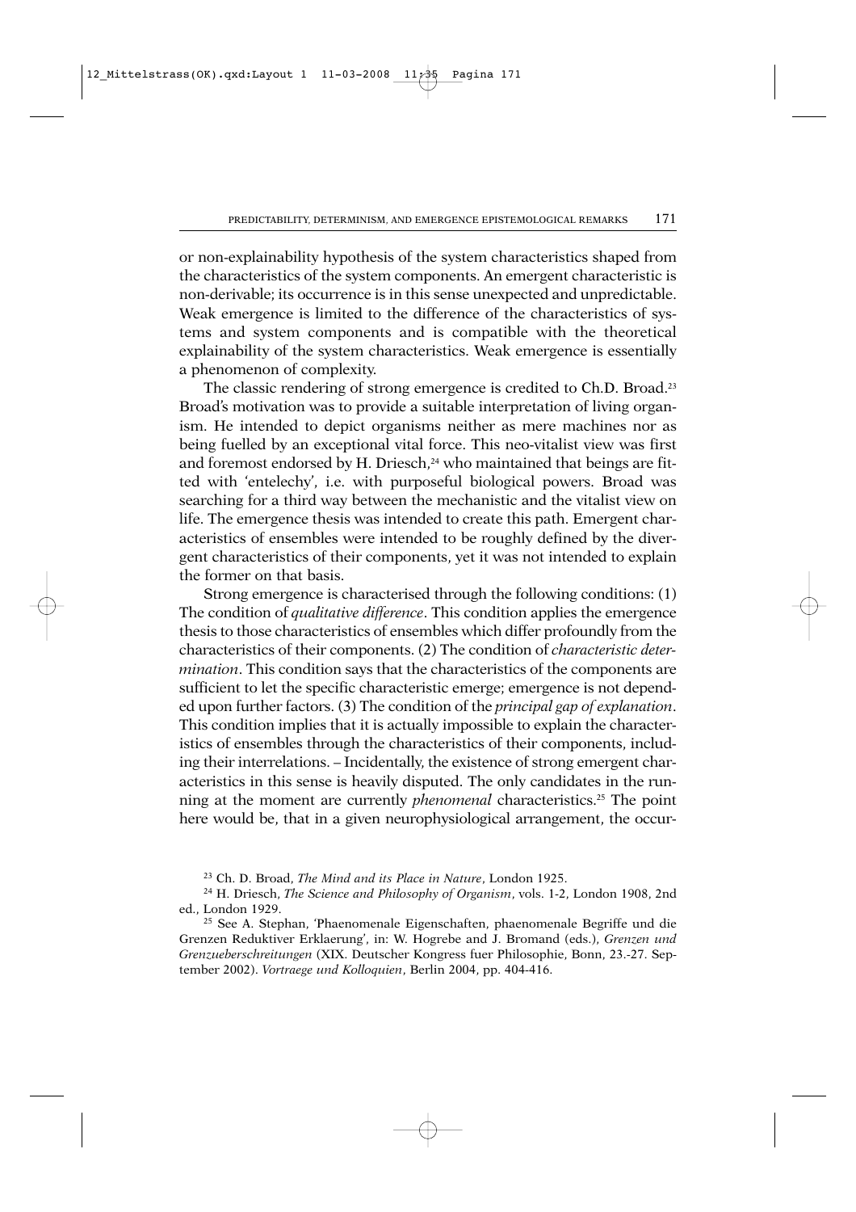or non-explainability hypothesis of the system characteristics shaped from the characteristics of the system components. An emergent characteristic is non-derivable; its occurrence is in this sense unexpected and unpredictable. Weak emergence is limited to the difference of the characteristics of systems and system components and is compatible with the theoretical explainability of the system characteristics. Weak emergence is essentially a phenomenon of complexity.

The classic rendering of strong emergence is credited to Ch.D. Broad.[23] Broad's motivation was to provide a suitable interpretation of living organism. He intended to depict organisms neither as mere machines nor as being fuelled by an exceptional vital force. This neo-vitalist view was first and foremost endorsed by H. Driesch,[24] who maintained that beings are fitted with 'entelechy', i.e. with purposeful biological powers. Broad was searching for a third way between the mechanistic and the vitalist view on life. The emergence thesis was intended to create this path. Emergent characteristics of ensembles were intended to be roughly defined by the divergent characteristics of their components, yet it was not intended to explain the former on that basis.

Strong emergence is characterised through the following conditions: (1) The condition of *qualitative difference*. This condition applies the emergence thesis to those characteristics of ensembles which differ profoundly from the characteristics of their components. (2) The condition of *characteristic determination*. This condition says that the characteristics of the components are sufficient to let the specific characteristic emerge; emergence is not depended upon further factors. (3) The condition of the *principal gap of explanation*. This condition implies that it is actually impossible to explain the characteristics of ensembles through the characteristics of their components, including their interrelations. – Incidentally, the existence of strong emergent characteristics in this sense is heavily disputed. The only candidates in the running at the moment are currently *phenomenal* characteristics.[25] The point here would be, that in a given neurophysiological arrangement, the occur-

[23] Ch. D. Broad, *The Mind and its Place in Nature*, London 1925.

[24] H. Driesch, *The Science and Philosophy of Organism*, vols. 1-2, London 1908, 2nd ed., London 1929.

[25] See A. Stephan, 'Phaenomenale Eigenschaften, phaenomenale Begriffe und die Grenzen Reduktiver Erklaerung', in: W. Hogrebe and J. Bromand (eds.), *Grenzen und Grenzueberschreitungen* (XIX. Deutscher Kongress fuer Philosophie, Bonn, 23.-27. September 2002). *Vortraege und Kolloquien*, Berlin 2004, pp. 404-416.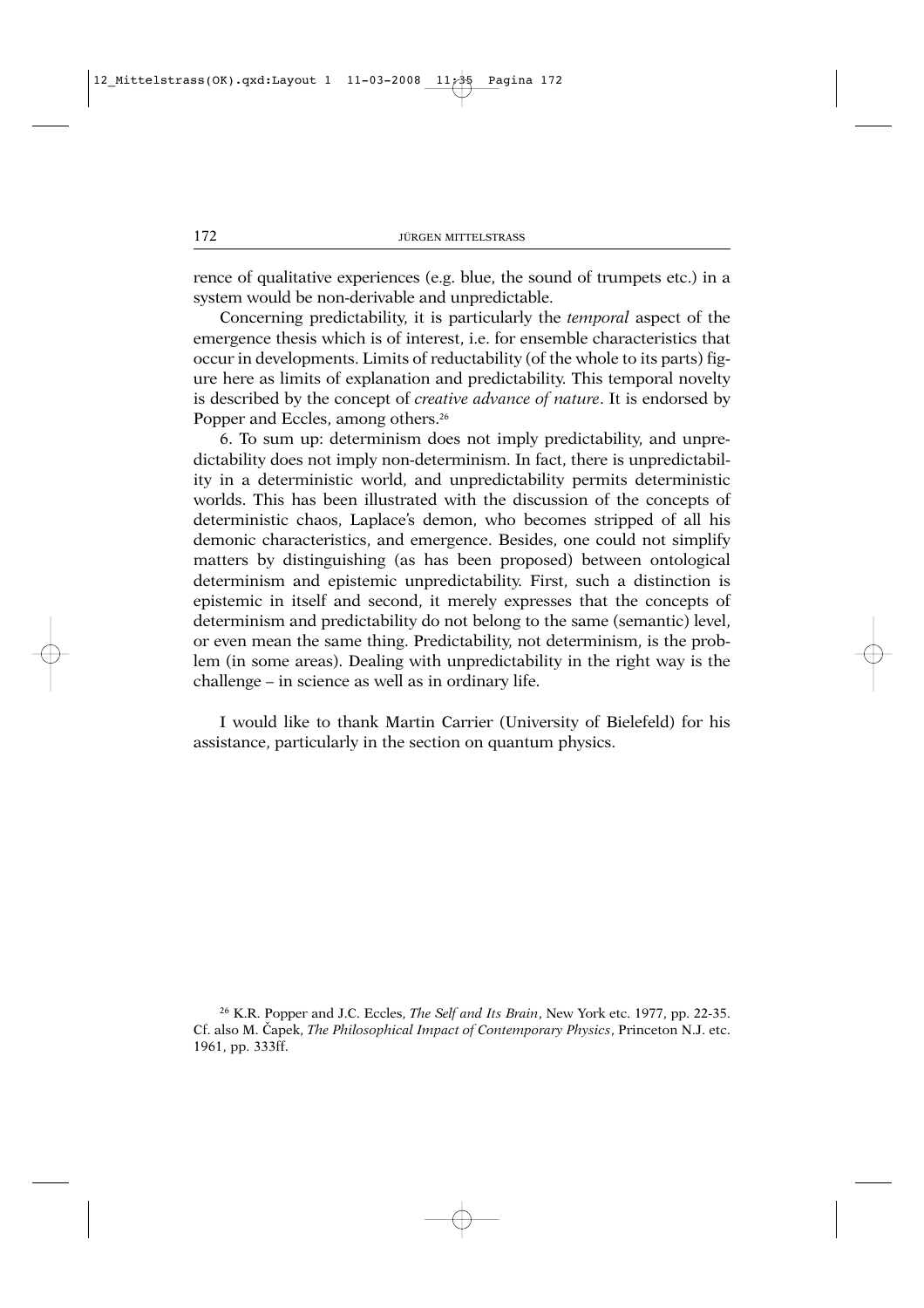rence of qualitative experiences (e.g. blue, the sound of trumpets etc.) in a system would be non-derivable and unpredictable.

Concerning predictability, it is particularly the *temporal* aspect of the emergence thesis which is of interest, i.e. for ensemble characteristics that occur in developments. Limits of reductability (of the whole to its parts) figure here as limits of explanation and predictability. This temporal novelty is described by the concept of *creative advance of nature*. It is endorsed by Popper and Eccles, among others.[26]

6. To sum up: determinism does not imply predictability, and unpredictability does not imply non-determinism. In fact, there is unpredictability in a deterministic world, and unpredictability permits deterministic worlds. This has been illustrated with the discussion of the concepts of deterministic chaos, Laplace's demon, who becomes stripped of all his demonic characteristics, and emergence. Besides, one could not simplify matters by distinguishing (as has been proposed) between ontological determinism and epistemic unpredictability. First, such a distinction is epistemic in itself and second, it merely expresses that the concepts of determinism and predictability do not belong to the same (semantic) level, or even mean the same thing. Predictability, not determinism, is the problem (in some areas). Dealing with unpredictability in the right way is the challenge – in science as well as in ordinary life.

I would like to thank Martin Carrier (University of Bielefeld) for his assistance, particularly in the section on quantum physics.

[26] K.R. Popper and J.C. Eccles, *The Self and Its Brain*, New York etc. 1977, pp. 22-35. Cf. also M. Čapek, *The Philosophical Impact of Contemporary Physics*, Princeton N.J. etc. 1961, pp. 333ff.